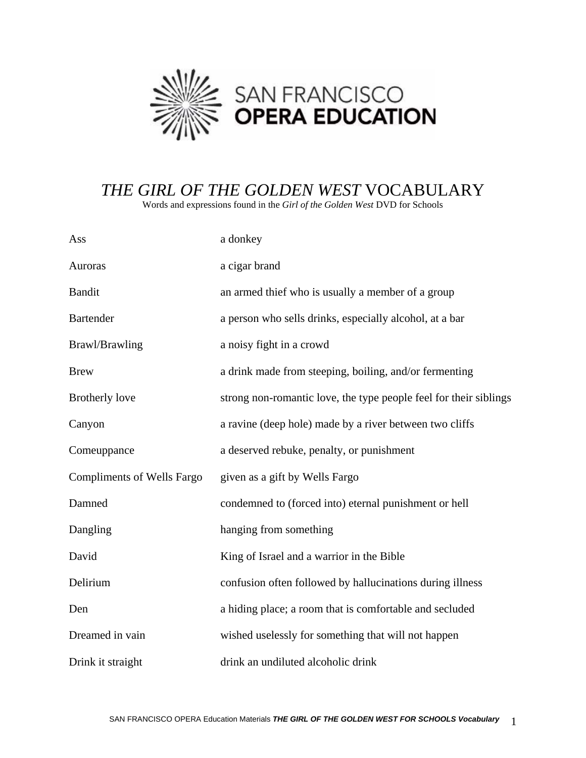SAN FRANCISCO OPERA EDUCATION

# *THE GIRL OF THE GOLDEN WEST* VOCABULARY

Words and expressions found in the *Girl of the Golden West* DVD for Schools

| | |
|---|---|
| Ass | a donkey |
| Auroras | a cigar brand |
| Bandit | an armed thief who is usually a member of a group |
| Bartender | a person who sells drinks, especially alcohol, at a bar |
| Brawl/Brawling | a noisy fight in a crowd |
| Brew | a drink made from steeping, boiling, and/or fermenting |
| Brotherly love | strong non-romantic love, the type people feel for their siblings |
| Canyon | a ravine (deep hole) made by a river between two cliffs |
| Comeuppance | a deserved rebuke, penalty, or punishment |
| Compliments of Wells Fargo | given as a gift by Wells Fargo |
| Damned | condemned to (forced into) eternal punishment or hell |
| Dangling | hanging from something |
| David | King of Israel and a warrior in the Bible |
| Delirium | confusion often followed by hallucinations during illness |
| Den | a hiding place; a room that is comfortable and secluded |
| Dreamed in vain | wished uselessly for something that will not happen |
| Drink it straight | drink an undiluted alcoholic drink |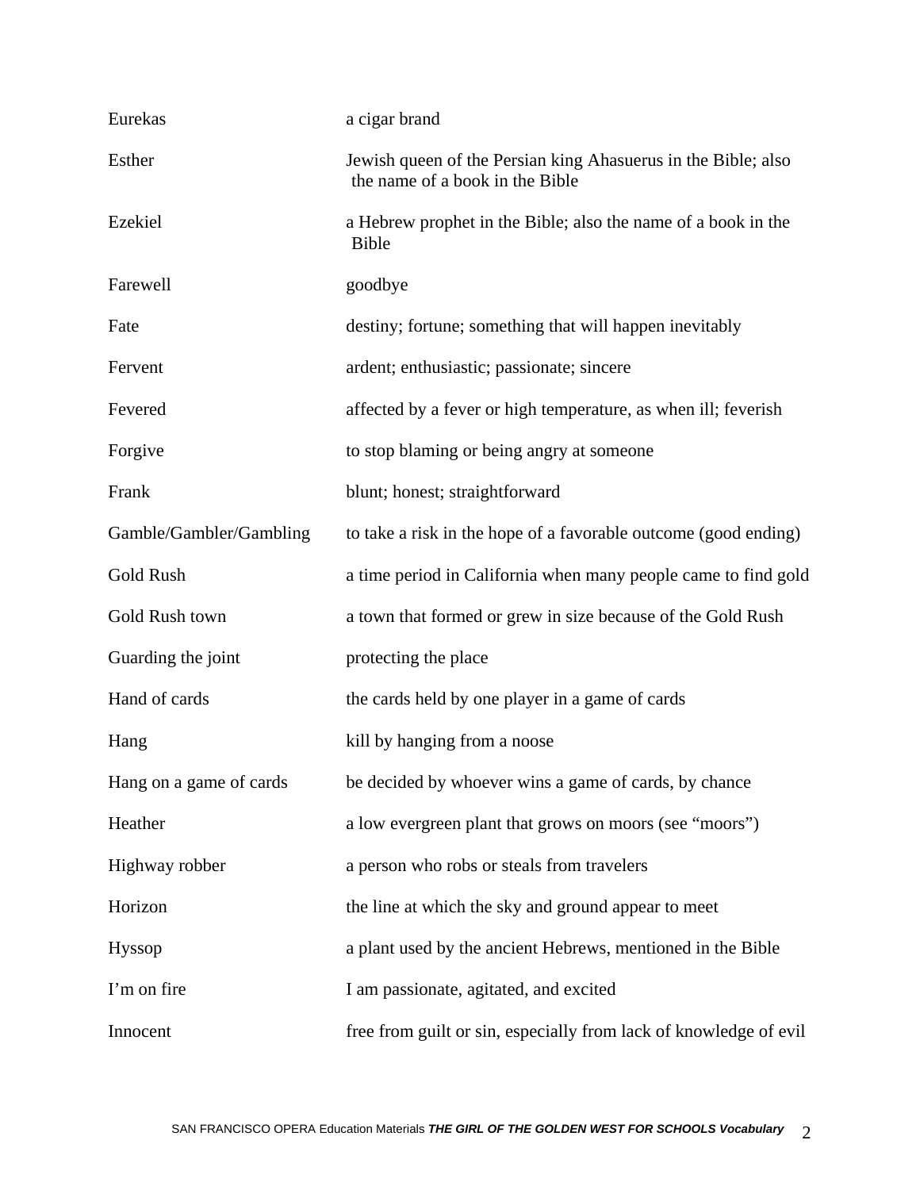| | |
|---|---|
| Eurekas | a cigar brand |
| Esther | Jewish queen of the Persian king Ahasuerus in the Bible; also the name of a book in the Bible |
| Ezekiel | a Hebrew prophet in the Bible; also the name of a book in the Bible |
| Farewell | goodbye |
| Fate | destiny; fortune; something that will happen inevitably |
| Fervent | ardent; enthusiastic; passionate; sincere |
| Fevered | affected by a fever or high temperature, as when ill; feverish |
| Forgive | to stop blaming or being angry at someone |
| Frank | blunt; honest; straightforward |
| Gamble/Gambler/Gambling | to take a risk in the hope of a favorable outcome (good ending) |
| Gold Rush | a time period in California when many people came to find gold |
| Gold Rush town | a town that formed or grew in size because of the Gold Rush |
| Guarding the joint | protecting the place |
| Hand of cards | the cards held by one player in a game of cards |
| Hang | kill by hanging from a noose |
| Hang on a game of cards | be decided by whoever wins a game of cards, by chance |
| Heather | a low evergreen plant that grows on moors (see "moors") |
| Highway robber | a person who robs or steals from travelers |
| Horizon | the line at which the sky and ground appear to meet |
| Hyssop | a plant used by the ancient Hebrews, mentioned in the Bible |
| I'm on fire | I am passionate, agitated, and excited |
| Innocent | free from guilt or sin, especially from lack of knowledge of evil |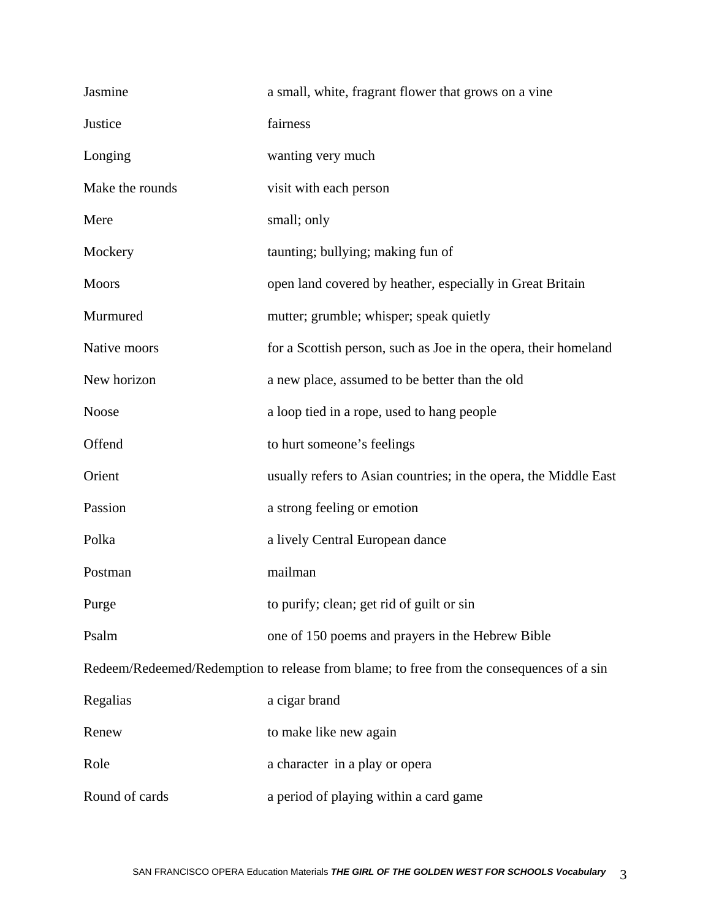| | |
|---|---|
| Jasmine | a small, white, fragrant flower that grows on a vine |
| Justice | fairness |
| Longing | wanting very much |
| Make the rounds | visit with each person |
| Mere | small; only |
| Mockery | taunting; bullying; making fun of |
| Moors | open land covered by heather, especially in Great Britain |
| Murmured | mutter; grumble; whisper; speak quietly |
| Native moors | for a Scottish person, such as Joe in the opera, their homeland |
| New horizon | a new place, assumed to be better than the old |
| Noose | a loop tied in a rope, used to hang people |
| Offend | to hurt someone’s feelings |
| Orient | usually refers to Asian countries; in the opera, the Middle East |
| Passion | a strong feeling or emotion |
| Polka | a lively Central European dance |
| Postman | mailman |
| Purge | to purify; clean; get rid of guilt or sin |
| Psalm | one of 150 poems and prayers in the Hebrew Bible |
| Redeem/Redeemed/Redemption | to release from blame; to free from the consequences of a sin |
| Regalias | a cigar brand |
| Renew | to make like new again |
| Role | a character in a play or opera |
| Round of cards | a period of playing within a card game |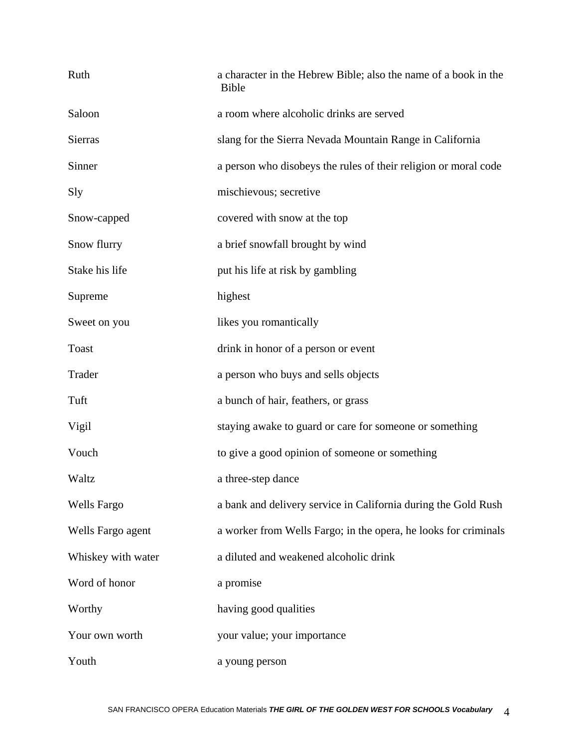| | |
|---|---|
| Ruth | a character in the Hebrew Bible; also the name of a book in the Bible |
| Saloon | a room where alcoholic drinks are served |
| Sierras | slang for the Sierra Nevada Mountain Range in California |
| Sinner | a person who disobeys the rules of their religion or moral code |
| Sly | mischievous; secretive |
| Snow-capped | covered with snow at the top |
| Snow flurry | a brief snowfall brought by wind |
| Stake his life | put his life at risk by gambling |
| Supreme | highest |
| Sweet on you | likes you romantically |
| Toast | drink in honor of a person or event |
| Trader | a person who buys and sells objects |
| Tuft | a bunch of hair, feathers, or grass |
| Vigil | staying awake to guard or care for someone or something |
| Vouch | to give a good opinion of someone or something |
| Waltz | a three-step dance |
| Wells Fargo | a bank and delivery service in California during the Gold Rush |
| Wells Fargo agent | a worker from Wells Fargo; in the opera, he looks for criminals |
| Whiskey with water | a diluted and weakened alcoholic drink |
| Word of honor | a promise |
| Worthy | having good qualities |
| Your own worth | your value; your importance |
| Youth | a young person |